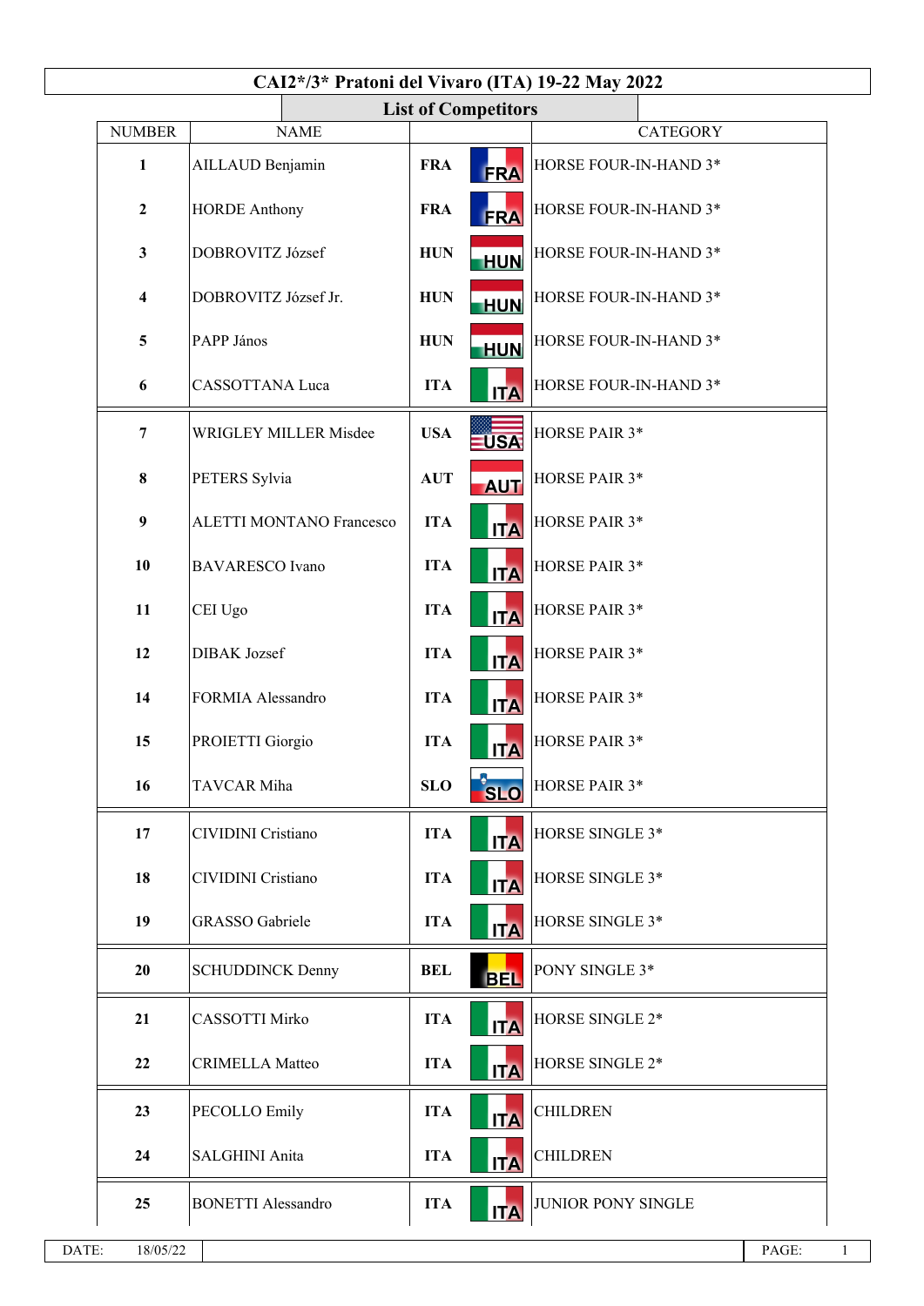# CAI2*/3* Pratoni del Vivaro (ITA) 19-22 May 2022

## List of Competitors

| NUMBER | NAME | | CATEGORY |
|---|---|---|---|
| 1 | AILLAUD Benjamin | FRA | HORSE FOUR-IN-HAND 3* |
| 2 | HORDE Anthony | FRA | HORSE FOUR-IN-HAND 3* |
| 3 | DOBROVITZ József | HUN | HORSE FOUR-IN-HAND 3* |
| 4 | DOBROVITZ József Jr. | HUN | HORSE FOUR-IN-HAND 3* |
| 5 | PAPP János | HUN | HORSE FOUR-IN-HAND 3* |
| 6 | CASSOTTANA Luca | ITA | HORSE FOUR-IN-HAND 3* |
| 7 | WRIGLEY MILLER Misdee | USA | HORSE PAIR 3* |
| 8 | PETERS Sylvia | AUT | HORSE PAIR 3* |
| 9 | ALETTI MONTANO Francesco | ITA | HORSE PAIR 3* |
| 10 | BAVARESCO Ivano | ITA | HORSE PAIR 3* |
| 11 | CEI Ugo | ITA | HORSE PAIR 3* |
| 12 | DIBAK Jozsef | ITA | HORSE PAIR 3* |
| 14 | FORMIA Alessandro | ITA | HORSE PAIR 3* |
| 15 | PROIETTI Giorgio | ITA | HORSE PAIR 3* |
| 16 | TAVCAR Miha | SLO | HORSE PAIR 3* |
| 17 | CIVIDINI Cristiano | ITA | HORSE SINGLE 3* |
| 18 | CIVIDINI Cristiano | ITA | HORSE SINGLE 3* |
| 19 | GRASSO Gabriele | ITA | HORSE SINGLE 3* |
| 20 | SCHUDDINCK Denny | BEL | PONY SINGLE 3* |
| 21 | CASSOTTI Mirko | ITA | HORSE SINGLE 2* |
| 22 | CRIMELLA Matteo | ITA | HORSE SINGLE 2* |
| 23 | PECOLLO Emily | ITA | CHILDREN |
| 24 | SALGHINI Anita | ITA | CHILDREN |
| 25 | BONETTI Alessandro | ITA | JUNIOR PONY SINGLE |

DATE: 18/05/22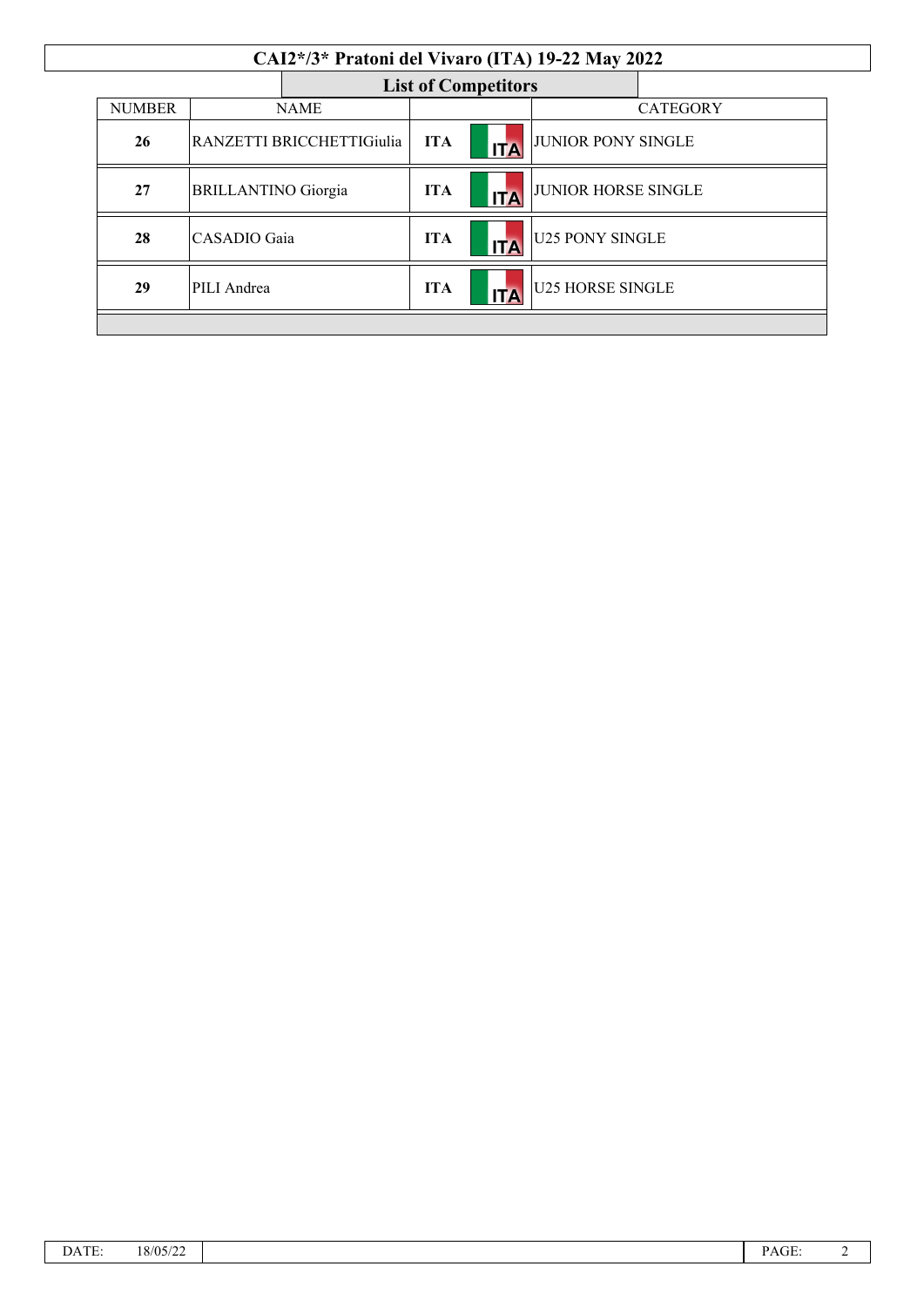# CAI2*/3* Pratoni del Vivaro (ITA) 19-22 May 2022

## List of Competitors

| NUMBER | NAME | | | CATEGORY |
|---|---|---|---|---|
| 26 | RANZETTI BRICCHETTIGiulia | ITA | ITA | JUNIOR PONY SINGLE |
| 27 | BRILLANTINO Giorgia | ITA | ITA | JUNIOR HORSE SINGLE |
| 28 | CASADIO Gaia | ITA | ITA | U25 PONY SINGLE |
| 29 | PILI Andrea | ITA | ITA | U25 HORSE SINGLE |

DATE: 18/05/22